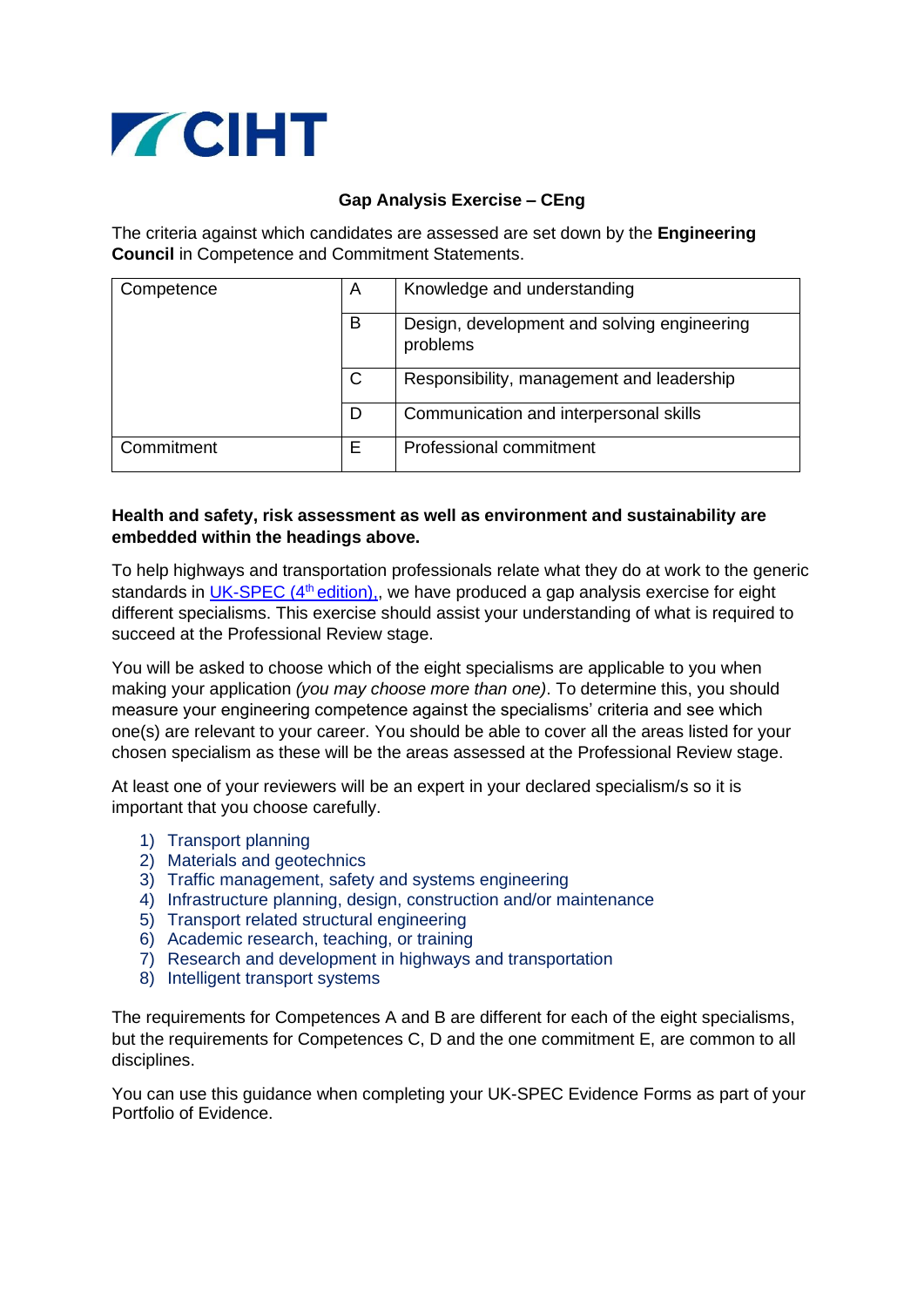CIHT

## Gap Analysis Exercise – CEng

The criteria against which candidates are assessed are set down by the **Engineering Council** in Competence and Commitment Statements.

| | | |
|---|---|---|
| Competence | A | Knowledge and understanding |
| | B | Design, development and solving engineering problems |
| | C | Responsibility, management and leadership |
| | D | Communication and interpersonal skills |
| Commitment | E | Professional commitment |

**Health and safety, risk assessment as well as environment and sustainability are embedded within the headings above.**

To help highways and transportation professionals relate what they do at work to the generic standards in UK-SPEC (4th edition),, we have produced a gap analysis exercise for eight different specialisms. This exercise should assist your understanding of what is required to succeed at the Professional Review stage.

You will be asked to choose which of the eight specialisms are applicable to you when making your application *(you may choose more than one)*. To determine this, you should measure your engineering competence against the specialisms' criteria and see which one(s) are relevant to your career. You should be able to cover all the areas listed for your chosen specialism as these will be the areas assessed at the Professional Review stage.

At least one of your reviewers will be an expert in your declared specialism/s so it is important that you choose carefully.

1) Transport planning
2) Materials and geotechnics
3) Traffic management, safety and systems engineering
4) Infrastructure planning, design, construction and/or maintenance
5) Transport related structural engineering
6) Academic research, teaching, or training
7) Research and development in highways and transportation
8) Intelligent transport systems

The requirements for Competences A and B are different for each of the eight specialisms, but the requirements for Competences C, D and the one commitment E, are common to all disciplines.

You can use this guidance when completing your UK-SPEC Evidence Forms as part of your Portfolio of Evidence.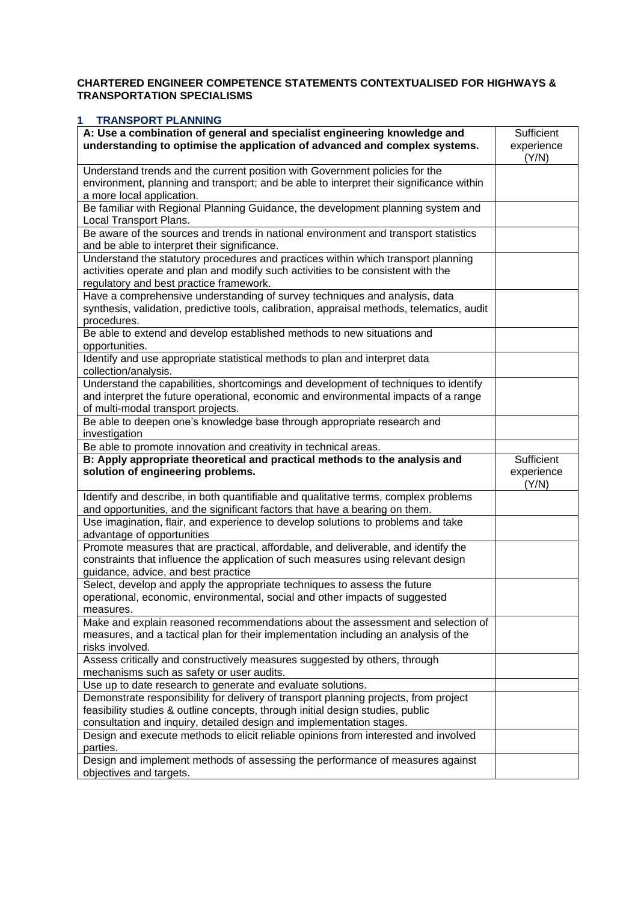**CHARTERED ENGINEER COMPETENCE STATEMENTS CONTEXTUALISED FOR HIGHWAYS & TRANSPORTATION SPECIALISMS**

## 1 TRANSPORT PLANNING

| **A: Use a combination of general and specialist engineering knowledge and understanding to optimise the application of advanced and complex systems.** | Sufficient experience (Y/N) |
|---|---|
| Understand trends and the current position with Government policies for the environment, planning and transport; and be able to interpret their significance within a more local application. | |
| Be familiar with Regional Planning Guidance, the development planning system and Local Transport Plans. | |
| Be aware of the sources and trends in national environment and transport statistics and be able to interpret their significance. | |
| Understand the statutory procedures and practices within which transport planning activities operate and plan and modify such activities to be consistent with the regulatory and best practice framework. | |
| Have a comprehensive understanding of survey techniques and analysis, data synthesis, validation, predictive tools, calibration, appraisal methods, telematics, audit procedures. | |
| Be able to extend and develop established methods to new situations and opportunities. | |
| Identify and use appropriate statistical methods to plan and interpret data collection/analysis. | |
| Understand the capabilities, shortcomings and development of techniques to identify and interpret the future operational, economic and environmental impacts of a range of multi-modal transport projects. | |
| Be able to deepen one's knowledge base through appropriate research and investigation | |
| Be able to promote innovation and creativity in technical areas. | |
| **B: Apply appropriate theoretical and practical methods to the analysis and solution of engineering problems.** | Sufficient experience (Y/N) |
| Identify and describe, in both quantifiable and qualitative terms, complex problems and opportunities, and the significant factors that have a bearing on them. | |
| Use imagination, flair, and experience to develop solutions to problems and take advantage of opportunities | |
| Promote measures that are practical, affordable, and deliverable, and identify the constraints that influence the application of such measures using relevant design guidance, advice, and best practice | |
| Select, develop and apply the appropriate techniques to assess the future operational, economic, environmental, social and other impacts of suggested measures. | |
| Make and explain reasoned recommendations about the assessment and selection of measures, and a tactical plan for their implementation including an analysis of the risks involved. | |
| Assess critically and constructively measures suggested by others, through mechanisms such as safety or user audits. | |
| Use up to date research to generate and evaluate solutions. | |
| Demonstrate responsibility for delivery of transport planning projects, from project feasibility studies & outline concepts, through initial design studies, public consultation and inquiry, detailed design and implementation stages. | |
| Design and execute methods to elicit reliable opinions from interested and involved parties. | |
| Design and implement methods of assessing the performance of measures against objectives and targets. | |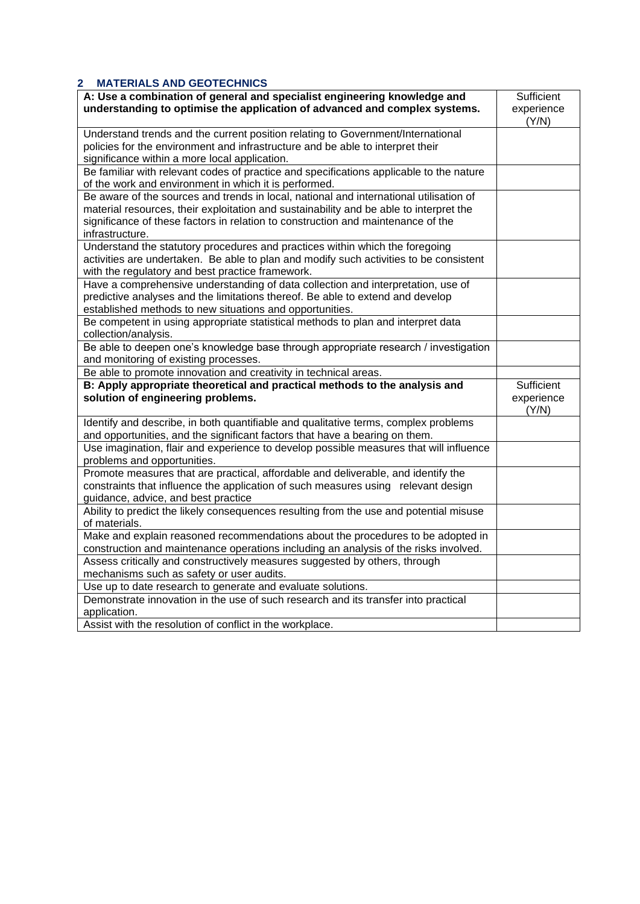## 2 MATERIALS AND GEOTECHNICS

| **A: Use a combination of general and specialist engineering knowledge and understanding to optimise the application of advanced and complex systems.** | Sufficient experience (Y/N) |
|---|---|
| Understand trends and the current position relating to Government/International policies for the environment and infrastructure and be able to interpret their significance within a more local application. | |
| Be familiar with relevant codes of practice and specifications applicable to the nature of the work and environment in which it is performed. | |
| Be aware of the sources and trends in local, national and international utilisation of material resources, their exploitation and sustainability and be able to interpret the significance of these factors in relation to construction and maintenance of the infrastructure. | |
| Understand the statutory procedures and practices within which the foregoing activities are undertaken. Be able to plan and modify such activities to be consistent with the regulatory and best practice framework. | |
| Have a comprehensive understanding of data collection and interpretation, use of predictive analyses and the limitations thereof. Be able to extend and develop established methods to new situations and opportunities. | |
| Be competent in using appropriate statistical methods to plan and interpret data collection/analysis. | |
| Be able to deepen one's knowledge base through appropriate research / investigation and monitoring of existing processes. | |
| Be able to promote innovation and creativity in technical areas. | |
| **B: Apply appropriate theoretical and practical methods to the analysis and solution of engineering problems.** | Sufficient experience (Y/N) |
| Identify and describe, in both quantifiable and qualitative terms, complex problems and opportunities, and the significant factors that have a bearing on them. | |
| Use imagination, flair and experience to develop possible measures that will influence problems and opportunities. | |
| Promote measures that are practical, affordable and deliverable, and identify the constraints that influence the application of such measures using relevant design guidance, advice, and best practice | |
| Ability to predict the likely consequences resulting from the use and potential misuse of materials. | |
| Make and explain reasoned recommendations about the procedures to be adopted in construction and maintenance operations including an analysis of the risks involved. | |
| Assess critically and constructively measures suggested by others, through mechanisms such as safety or user audits. | |
| Use up to date research to generate and evaluate solutions. | |
| Demonstrate innovation in the use of such research and its transfer into practical application. | |
| Assist with the resolution of conflict in the workplace. | |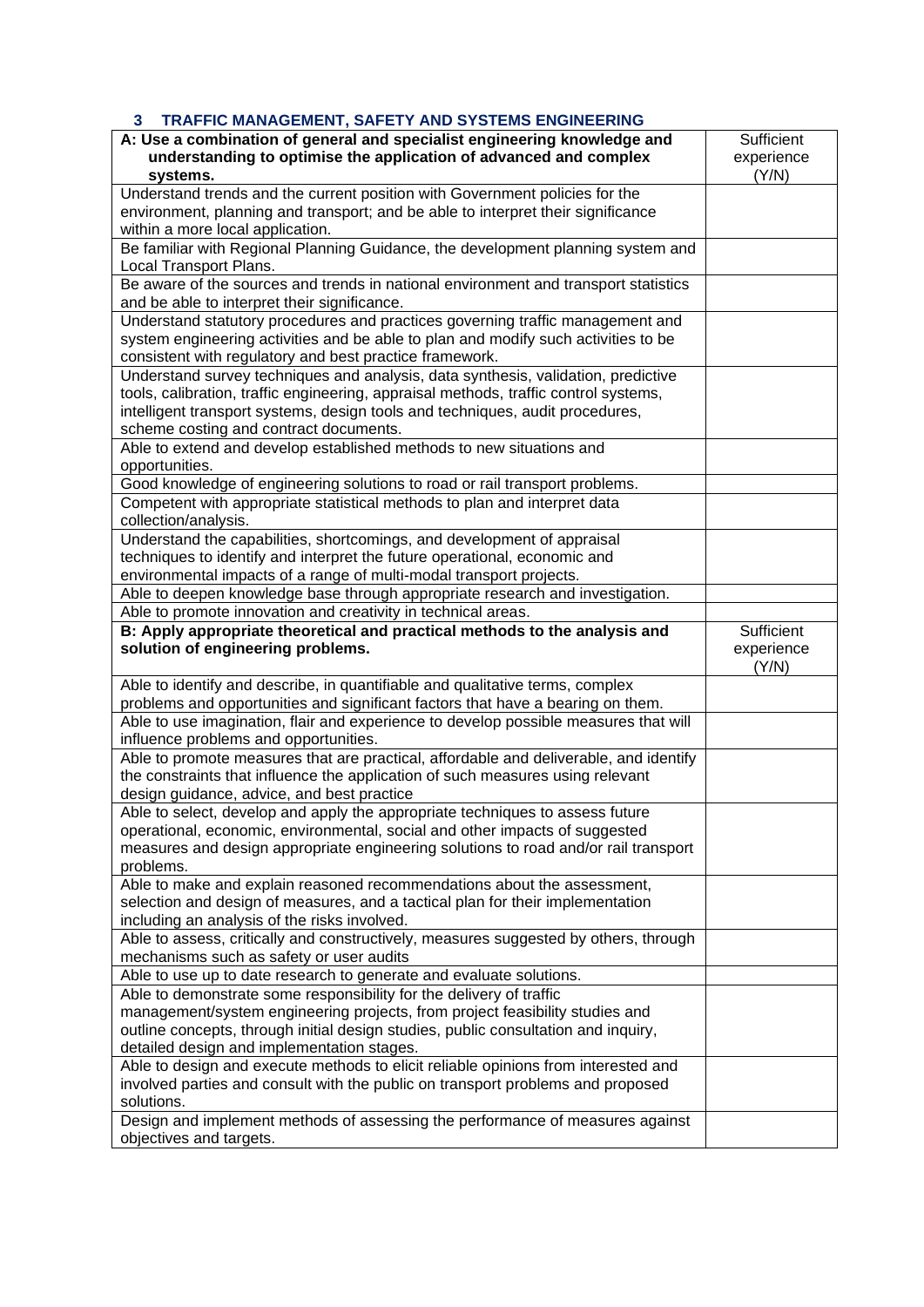## 3 TRAFFIC MANAGEMENT, SAFETY AND SYSTEMS ENGINEERING

| **A: Use a combination of general and specialist engineering knowledge and understanding to optimise the application of advanced and complex systems.** | Sufficient experience (Y/N) |
|---|---|
| Understand trends and the current position with Government policies for the environment, planning and transport; and be able to interpret their significance within a more local application. | |
| Be familiar with Regional Planning Guidance, the development planning system and Local Transport Plans. | |
| Be aware of the sources and trends in national environment and transport statistics and be able to interpret their significance. | |
| Understand statutory procedures and practices governing traffic management and system engineering activities and be able to plan and modify such activities to be consistent with regulatory and best practice framework. | |
| Understand survey techniques and analysis, data synthesis, validation, predictive tools, calibration, traffic engineering, appraisal methods, traffic control systems, intelligent transport systems, design tools and techniques, audit procedures, scheme costing and contract documents. | |
| Able to extend and develop established methods to new situations and opportunities. | |
| Good knowledge of engineering solutions to road or rail transport problems. | |
| Competent with appropriate statistical methods to plan and interpret data collection/analysis. | |
| Understand the capabilities, shortcomings, and development of appraisal techniques to identify and interpret the future operational, economic and environmental impacts of a range of multi-modal transport projects. | |
| Able to deepen knowledge base through appropriate research and investigation. | |
| Able to promote innovation and creativity in technical areas. | |
| **B: Apply appropriate theoretical and practical methods to the analysis and solution of engineering problems.** | Sufficient experience (Y/N) |
| Able to identify and describe, in quantifiable and qualitative terms, complex problems and opportunities and significant factors that have a bearing on them. | |
| Able to use imagination, flair and experience to develop possible measures that will influence problems and opportunities. | |
| Able to promote measures that are practical, affordable and deliverable, and identify the constraints that influence the application of such measures using relevant design guidance, advice, and best practice | |
| Able to select, develop and apply the appropriate techniques to assess future operational, economic, environmental, social and other impacts of suggested measures and design appropriate engineering solutions to road and/or rail transport problems. | |
| Able to make and explain reasoned recommendations about the assessment, selection and design of measures, and a tactical plan for their implementation including an analysis of the risks involved. | |
| Able to assess, critically and constructively, measures suggested by others, through mechanisms such as safety or user audits | |
| Able to use up to date research to generate and evaluate solutions. | |
| Able to demonstrate some responsibility for the delivery of traffic management/system engineering projects, from project feasibility studies and outline concepts, through initial design studies, public consultation and inquiry, detailed design and implementation stages. | |
| Able to design and execute methods to elicit reliable opinions from interested and involved parties and consult with the public on transport problems and proposed solutions. | |
| Design and implement methods of assessing the performance of measures against objectives and targets. | |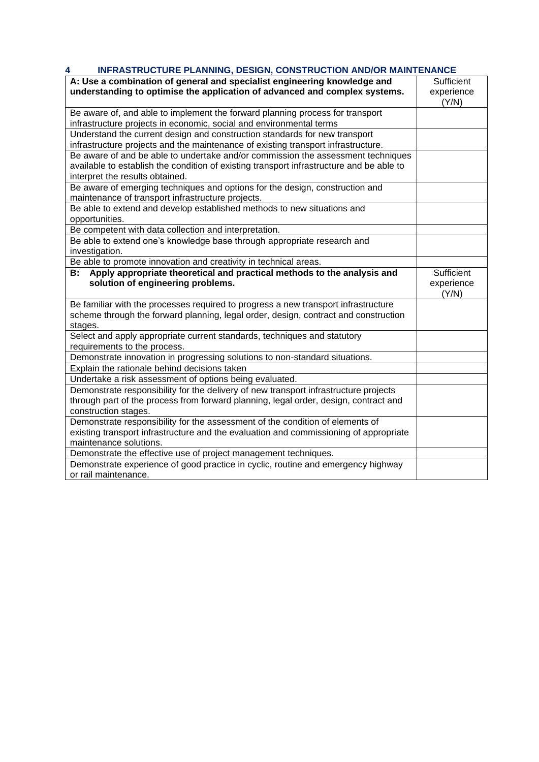## 4 INFRASTRUCTURE PLANNING, DESIGN, CONSTRUCTION AND/OR MAINTENANCE

| **A: Use a combination of general and specialist engineering knowledge and understanding to optimise the application of advanced and complex systems.** | Sufficient experience (Y/N) |
| --- | --- |
| Be aware of, and able to implement the forward planning process for transport infrastructure projects in economic, social and environmental terms | |
| Understand the current design and construction standards for new transport infrastructure projects and the maintenance of existing transport infrastructure. | |
| Be aware of and be able to undertake and/or commission the assessment techniques available to establish the condition of existing transport infrastructure and be able to interpret the results obtained. | |
| Be aware of emerging techniques and options for the design, construction and maintenance of transport infrastructure projects. | |
| Be able to extend and develop established methods to new situations and opportunities. | |
| Be competent with data collection and interpretation. | |
| Be able to extend one's knowledge base through appropriate research and investigation. | |
| Be able to promote innovation and creativity in technical areas. | |
| **B: Apply appropriate theoretical and practical methods to the analysis and solution of engineering problems.** | Sufficient experience (Y/N) |
| Be familiar with the processes required to progress a new transport infrastructure scheme through the forward planning, legal order, design, contract and construction stages. | |
| Select and apply appropriate current standards, techniques and statutory requirements to the process. | |
| Demonstrate innovation in progressing solutions to non-standard situations. | |
| Explain the rationale behind decisions taken | |
| Undertake a risk assessment of options being evaluated. | |
| Demonstrate responsibility for the delivery of new transport infrastructure projects through part of the process from forward planning, legal order, design, contract and construction stages. | |
| Demonstrate responsibility for the assessment of the condition of elements of existing transport infrastructure and the evaluation and commissioning of appropriate maintenance solutions. | |
| Demonstrate the effective use of project management techniques. | |
| Demonstrate experience of good practice in cyclic, routine and emergency highway or rail maintenance. | |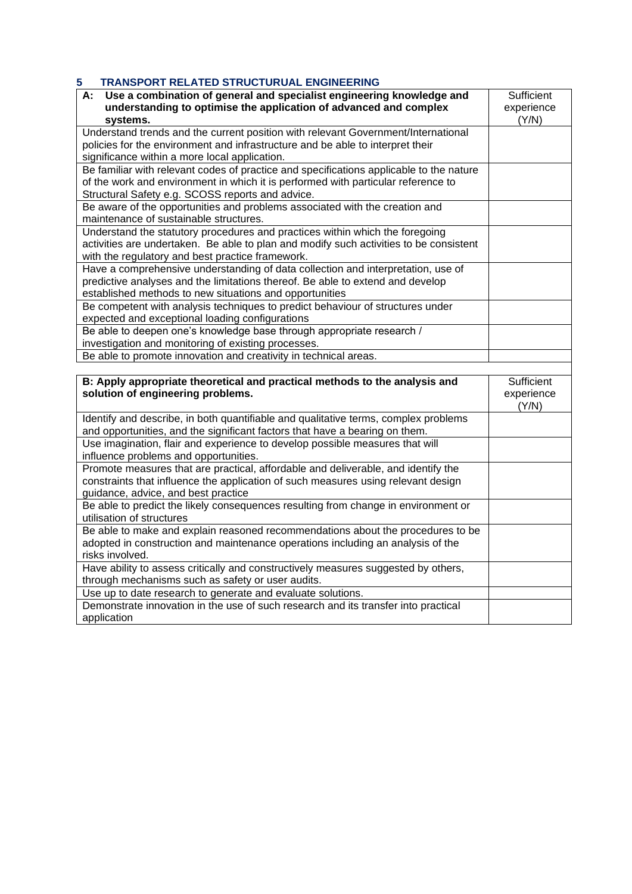## 5 TRANSPORT RELATED STRUCTURUAL ENGINEERING

| A: Use a combination of general and specialist engineering knowledge and understanding to optimise the application of advanced and complex systems. | Sufficient experience (Y/N) |
|---|---|
| Understand trends and the current position with relevant Government/International policies for the environment and infrastructure and be able to interpret their significance within a more local application. | |
| Be familiar with relevant codes of practice and specifications applicable to the nature of the work and environment in which it is performed with particular reference to Structural Safety e.g. SCOSS reports and advice. | |
| Be aware of the opportunities and problems associated with the creation and maintenance of sustainable structures. | |
| Understand the statutory procedures and practices within which the foregoing activities are undertaken. Be able to plan and modify such activities to be consistent with the regulatory and best practice framework. | |
| Have a comprehensive understanding of data collection and interpretation, use of predictive analyses and the limitations thereof. Be able to extend and develop established methods to new situations and opportunities | |
| Be competent with analysis techniques to predict behaviour of structures under expected and exceptional loading configurations | |
| Be able to deepen one's knowledge base through appropriate research / investigation and monitoring of existing processes. | |
| Be able to promote innovation and creativity in technical areas. | |

| B: Apply appropriate theoretical and practical methods to the analysis and solution of engineering problems. | Sufficient experience (Y/N) |
|---|---|
| Identify and describe, in both quantifiable and qualitative terms, complex problems and opportunities, and the significant factors that have a bearing on them. | |
| Use imagination, flair and experience to develop possible measures that will influence problems and opportunities. | |
| Promote measures that are practical, affordable and deliverable, and identify the constraints that influence the application of such measures using relevant design guidance, advice, and best practice | |
| Be able to predict the likely consequences resulting from change in environment or utilisation of structures | |
| Be able to make and explain reasoned recommendations about the procedures to be adopted in construction and maintenance operations including an analysis of the risks involved. | |
| Have ability to assess critically and constructively measures suggested by others, through mechanisms such as safety or user audits. | |
| Use up to date research to generate and evaluate solutions. | |
| Demonstrate innovation in the use of such research and its transfer into practical application | |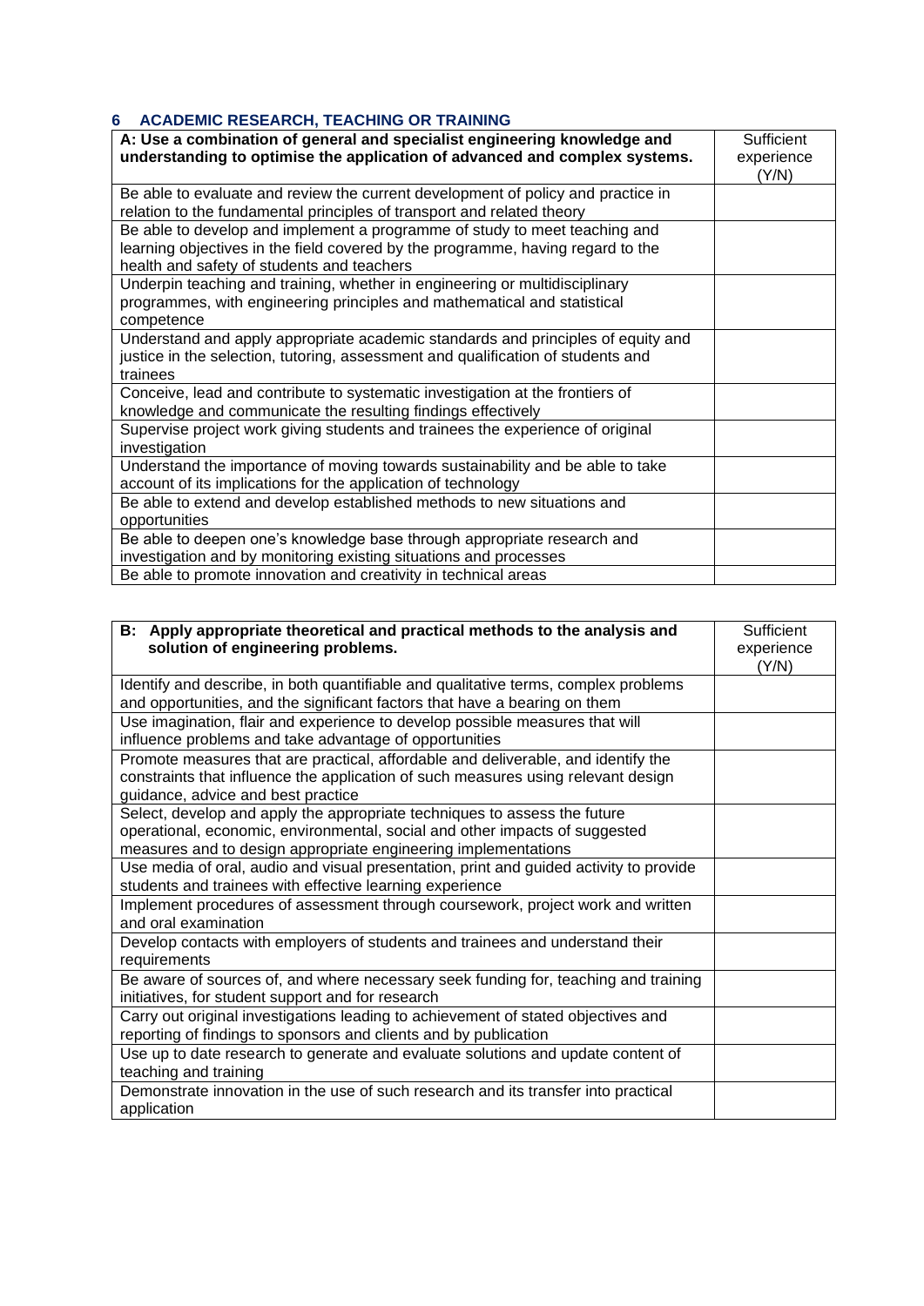## 6 ACADEMIC RESEARCH, TEACHING OR TRAINING

| **A: Use a combination of general and specialist engineering knowledge and understanding to optimise the application of advanced and complex systems.** | Sufficient experience (Y/N) |
|---|---|
| Be able to evaluate and review the current development of policy and practice in relation to the fundamental principles of transport and related theory | |
| Be able to develop and implement a programme of study to meet teaching and learning objectives in the field covered by the programme, having regard to the health and safety of students and teachers | |
| Underpin teaching and training, whether in engineering or multidisciplinary programmes, with engineering principles and mathematical and statistical competence | |
| Understand and apply appropriate academic standards and principles of equity and justice in the selection, tutoring, assessment and qualification of students and trainees | |
| Conceive, lead and contribute to systematic investigation at the frontiers of knowledge and communicate the resulting findings effectively | |
| Supervise project work giving students and trainees the experience of original investigation | |
| Understand the importance of moving towards sustainability and be able to take account of its implications for the application of technology | |
| Be able to extend and develop established methods to new situations and opportunities | |
| Be able to deepen one's knowledge base through appropriate research and investigation and by monitoring existing situations and processes | |
| Be able to promote innovation and creativity in technical areas | |

| **B: Apply appropriate theoretical and practical methods to the analysis and solution of engineering problems.** | Sufficient experience (Y/N) |
|---|---|
| Identify and describe, in both quantifiable and qualitative terms, complex problems and opportunities, and the significant factors that have a bearing on them | |
| Use imagination, flair and experience to develop possible measures that will influence problems and take advantage of opportunities | |
| Promote measures that are practical, affordable and deliverable, and identify the constraints that influence the application of such measures using relevant design guidance, advice and best practice | |
| Select, develop and apply the appropriate techniques to assess the future operational, economic, environmental, social and other impacts of suggested measures and to design appropriate engineering implementations | |
| Use media of oral, audio and visual presentation, print and guided activity to provide students and trainees with effective learning experience | |
| Implement procedures of assessment through coursework, project work and written and oral examination | |
| Develop contacts with employers of students and trainees and understand their requirements | |
| Be aware of sources of, and where necessary seek funding for, teaching and training initiatives, for student support and for research | |
| Carry out original investigations leading to achievement of stated objectives and reporting of findings to sponsors and clients and by publication | |
| Use up to date research to generate and evaluate solutions and update content of teaching and training | |
| Demonstrate innovation in the use of such research and its transfer into practical application | |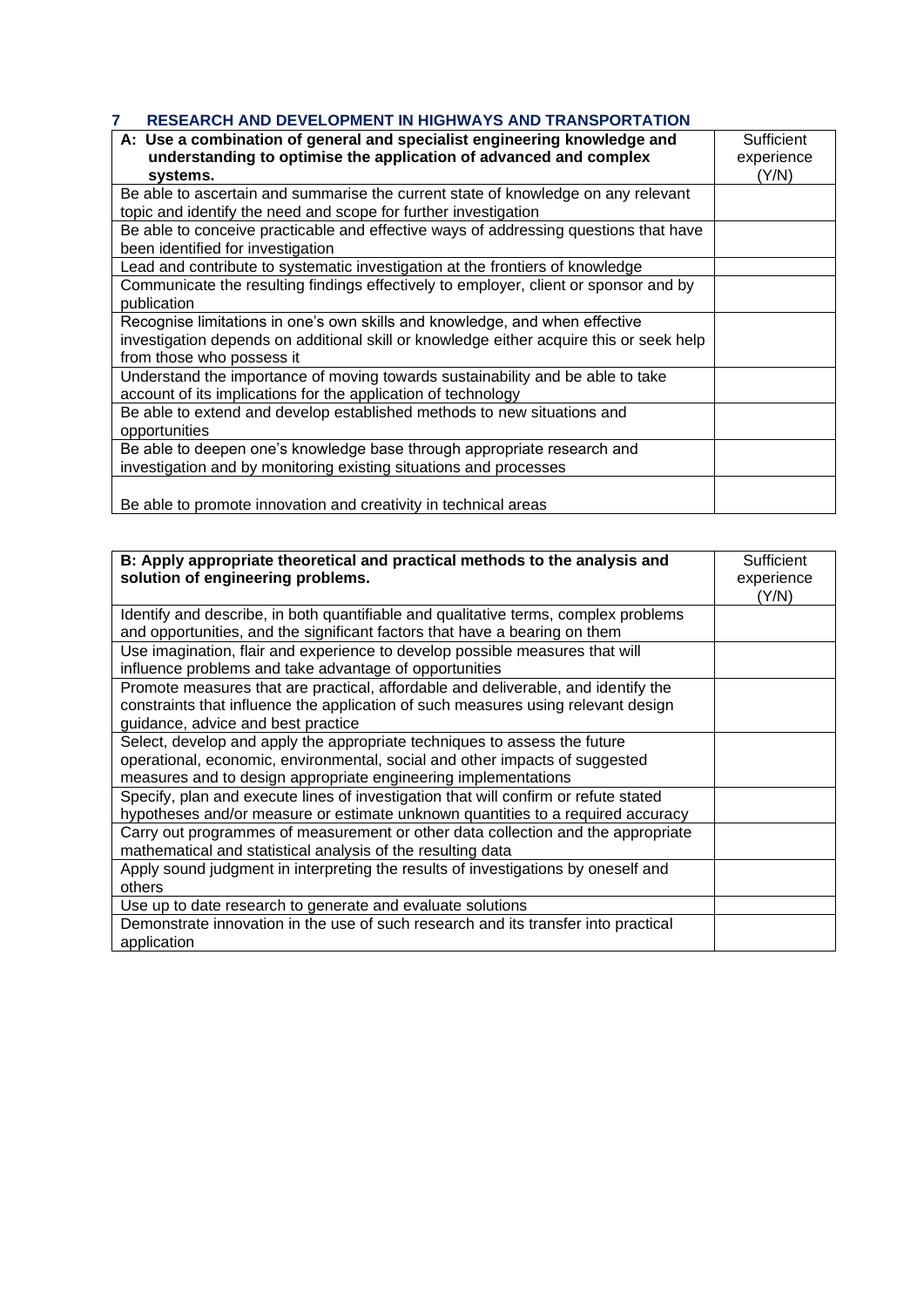## 7 RESEARCH AND DEVELOPMENT IN HIGHWAYS AND TRANSPORTATION

| **A: Use a combination of general and specialist engineering knowledge and understanding to optimise the application of advanced and complex systems.** | Sufficient experience (Y/N) |
|---|---|
| Be able to ascertain and summarise the current state of knowledge on any relevant topic and identify the need and scope for further investigation | |
| Be able to conceive practicable and effective ways of addressing questions that have been identified for investigation | |
| Lead and contribute to systematic investigation at the frontiers of knowledge | |
| Communicate the resulting findings effectively to employer, client or sponsor and by publication | |
| Recognise limitations in one's own skills and knowledge, and when effective investigation depends on additional skill or knowledge either acquire this or seek help from those who possess it | |
| Understand the importance of moving towards sustainability and be able to take account of its implications for the application of technology | |
| Be able to extend and develop established methods to new situations and opportunities | |
| Be able to deepen one's knowledge base through appropriate research and investigation and by monitoring existing situations and processes | |
| Be able to promote innovation and creativity in technical areas | |

| **B: Apply appropriate theoretical and practical methods to the analysis and solution of engineering problems.** | Sufficient experience (Y/N) |
|---|---|
| Identify and describe, in both quantifiable and qualitative terms, complex problems and opportunities, and the significant factors that have a bearing on them | |
| Use imagination, flair and experience to develop possible measures that will influence problems and take advantage of opportunities | |
| Promote measures that are practical, affordable and deliverable, and identify the constraints that influence the application of such measures using relevant design guidance, advice and best practice | |
| Select, develop and apply the appropriate techniques to assess the future operational, economic, environmental, social and other impacts of suggested measures and to design appropriate engineering implementations | |
| Specify, plan and execute lines of investigation that will confirm or refute stated hypotheses and/or measure or estimate unknown quantities to a required accuracy | |
| Carry out programmes of measurement or other data collection and the appropriate mathematical and statistical analysis of the resulting data | |
| Apply sound judgment in interpreting the results of investigations by oneself and others | |
| Use up to date research to generate and evaluate solutions | |
| Demonstrate innovation in the use of such research and its transfer into practical application | |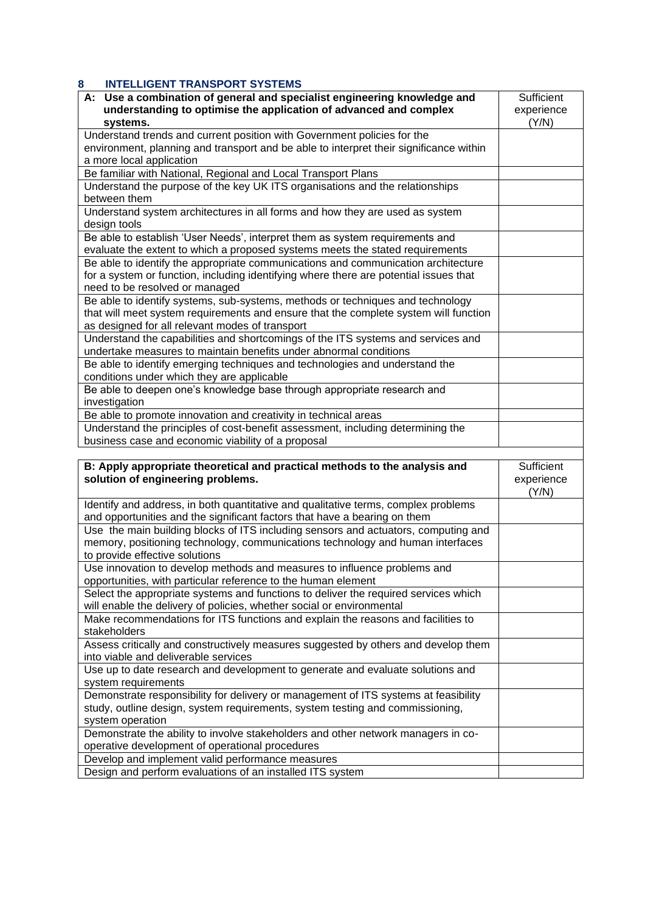## 8 INTELLIGENT TRANSPORT SYSTEMS

| A: Use a combination of general and specialist engineering knowledge and understanding to optimise the application of advanced and complex systems. | Sufficient experience (Y/N) |
|---|---|
| Understand trends and current position with Government policies for the environment, planning and transport and be able to interpret their significance within a more local application | |
| Be familiar with National, Regional and Local Transport Plans | |
| Understand the purpose of the key UK ITS organisations and the relationships between them | |
| Understand system architectures in all forms and how they are used as system design tools | |
| Be able to establish 'User Needs', interpret them as system requirements and evaluate the extent to which a proposed systems meets the stated requirements | |
| Be able to identify the appropriate communications and communication architecture for a system or function, including identifying where there are potential issues that need to be resolved or managed | |
| Be able to identify systems, sub-systems, methods or techniques and technology that will meet system requirements and ensure that the complete system will function as designed for all relevant modes of transport | |
| Understand the capabilities and shortcomings of the ITS systems and services and undertake measures to maintain benefits under abnormal conditions | |
| Be able to identify emerging techniques and technologies and understand the conditions under which they are applicable | |
| Be able to deepen one's knowledge base through appropriate research and investigation | |
| Be able to promote innovation and creativity in technical areas | |
| Understand the principles of cost-benefit assessment, including determining the business case and economic viability of a proposal | |

| B: Apply appropriate theoretical and practical methods to the analysis and solution of engineering problems. | Sufficient experience (Y/N) |
|---|---|
| Identify and address, in both quantitative and qualitative terms, complex problems and opportunities and the significant factors that have a bearing on them | |
| Use the main building blocks of ITS including sensors and actuators, computing and memory, positioning technology, communications technology and human interfaces to provide effective solutions | |
| Use innovation to develop methods and measures to influence problems and opportunities, with particular reference to the human element | |
| Select the appropriate systems and functions to deliver the required services which will enable the delivery of policies, whether social or environmental | |
| Make recommendations for ITS functions and explain the reasons and facilities to stakeholders | |
| Assess critically and constructively measures suggested by others and develop them into viable and deliverable services | |
| Use up to date research and development to generate and evaluate solutions and system requirements | |
| Demonstrate responsibility for delivery or management of ITS systems at feasibility study, outline design, system requirements, system testing and commissioning, system operation | |
| Demonstrate the ability to involve stakeholders and other network managers in co-operative development of operational procedures | |
| Develop and implement valid performance measures | |
| Design and perform evaluations of an installed ITS system | |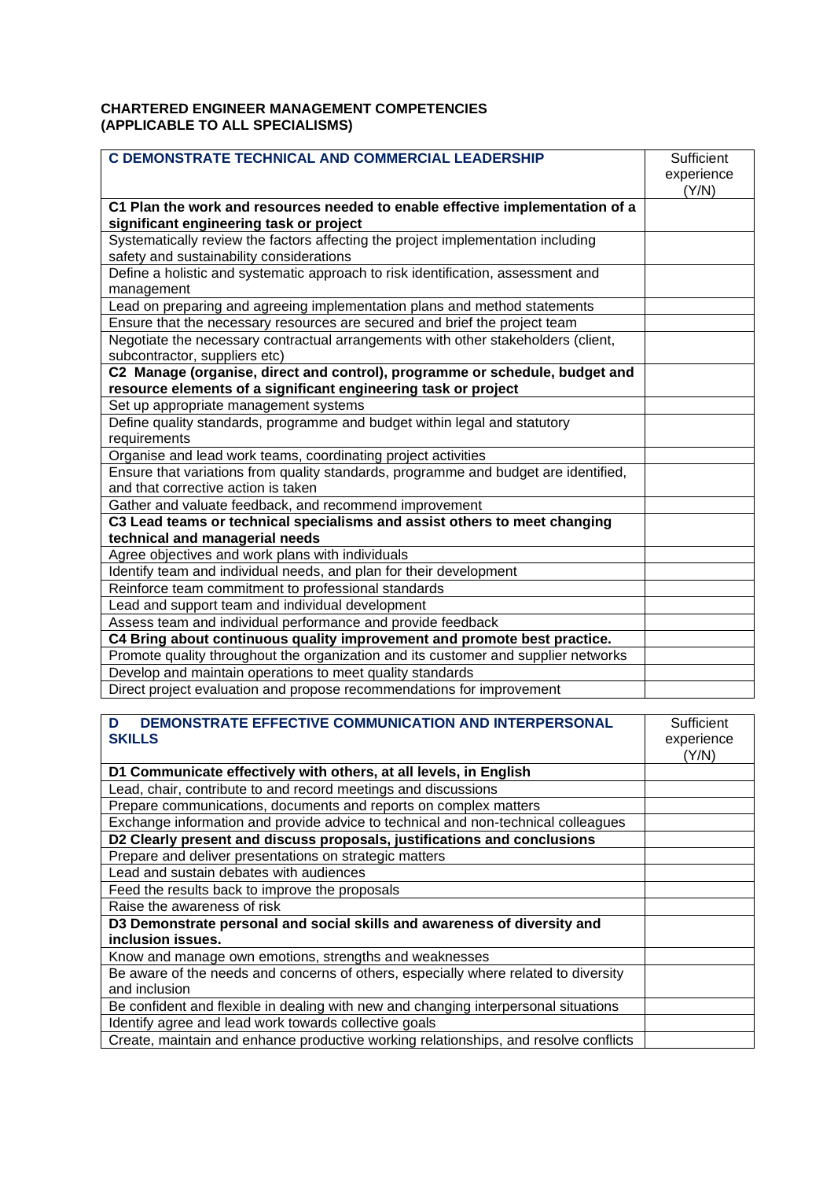**CHARTERED ENGINEER MANAGEMENT COMPETENCIES**
**(APPLICABLE TO ALL SPECIALISMS)**

| **C DEMONSTRATE TECHNICAL AND COMMERCIAL LEADERSHIP** | Sufficient experience (Y/N) |
|---|---|
| **C1 Plan the work and resources needed to enable effective implementation of a significant engineering task or project** | |
| Systematically review the factors affecting the project implementation including safety and sustainability considerations | |
| Define a holistic and systematic approach to risk identification, assessment and management | |
| Lead on preparing and agreeing implementation plans and method statements | |
| Ensure that the necessary resources are secured and brief the project team | |
| Negotiate the necessary contractual arrangements with other stakeholders (client, subcontractor, suppliers etc) | |
| **C2 Manage (organise, direct and control), programme or schedule, budget and resource elements of a significant engineering task or project** | |
| Set up appropriate management systems | |
| Define quality standards, programme and budget within legal and statutory requirements | |
| Organise and lead work teams, coordinating project activities | |
| Ensure that variations from quality standards, programme and budget are identified, and that corrective action is taken | |
| Gather and valuate feedback, and recommend improvement | |
| **C3 Lead teams or technical specialisms and assist others to meet changing technical and managerial needs** | |
| Agree objectives and work plans with individuals | |
| Identify team and individual needs, and plan for their development | |
| Reinforce team commitment to professional standards | |
| Lead and support team and individual development | |
| Assess team and individual performance and provide feedback | |
| **C4 Bring about continuous quality improvement and promote best practice.** | |
| Promote quality throughout the organization and its customer and supplier networks | |
| Develop and maintain operations to meet quality standards | |
| Direct project evaluation and propose recommendations for improvement | |

| **D DEMONSTRATE EFFECTIVE COMMUNICATION AND INTERPERSONAL SKILLS** | Sufficient experience (Y/N) |
|---|---|
| **D1 Communicate effectively with others, at all levels, in English** | |
| Lead, chair, contribute to and record meetings and discussions | |
| Prepare communications, documents and reports on complex matters | |
| Exchange information and provide advice to technical and non-technical colleagues | |
| **D2 Clearly present and discuss proposals, justifications and conclusions** | |
| Prepare and deliver presentations on strategic matters | |
| Lead and sustain debates with audiences | |
| Feed the results back to improve the proposals | |
| Raise the awareness of risk | |
| **D3 Demonstrate personal and social skills and awareness of diversity and inclusion issues.** | |
| Know and manage own emotions, strengths and weaknesses | |
| Be aware of the needs and concerns of others, especially where related to diversity and inclusion | |
| Be confident and flexible in dealing with new and changing interpersonal situations | |
| Identify agree and lead work towards collective goals | |
| Create, maintain and enhance productive working relationships, and resolve conflicts | |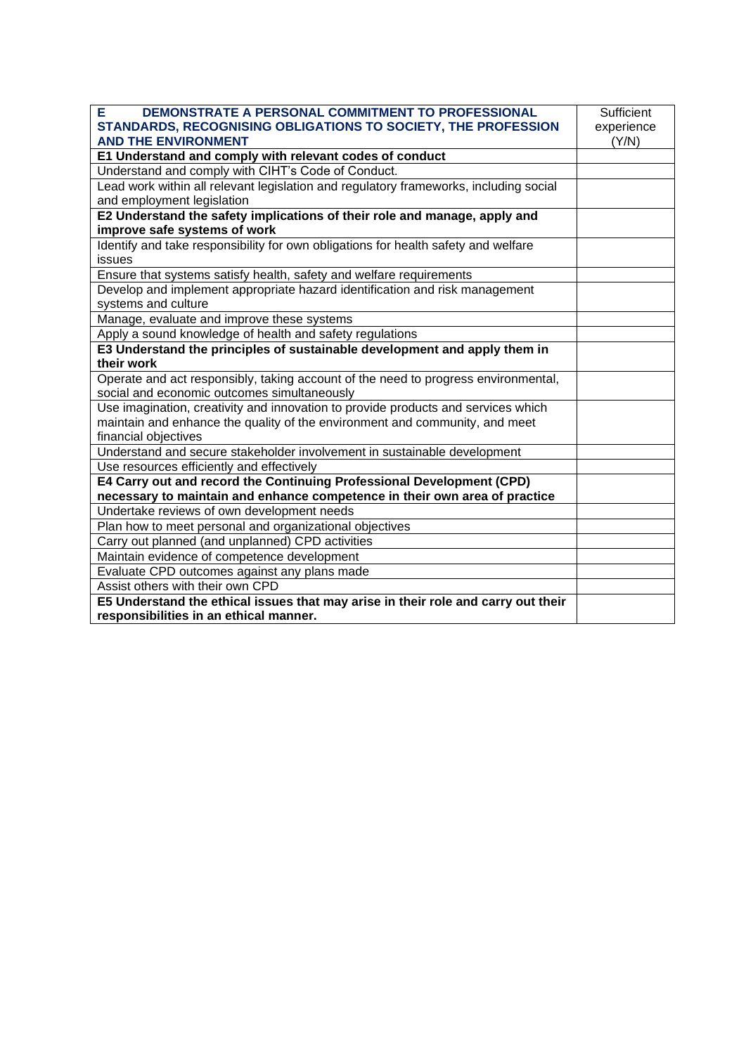| E DEMONSTRATE A PERSONAL COMMITMENT TO PROFESSIONAL STANDARDS, RECOGNISING OBLIGATIONS TO SOCIETY, THE PROFESSION AND THE ENVIRONMENT | Sufficient experience (Y/N) |
|---|---|
| **E1 Understand and comply with relevant codes of conduct** | |
| Understand and comply with CIHT's Code of Conduct. | |
| Lead work within all relevant legislation and regulatory frameworks, including social and employment legislation | |
| **E2 Understand the safety implications of their role and manage, apply and improve safe systems of work** | |
| Identify and take responsibility for own obligations for health safety and welfare issues | |
| Ensure that systems satisfy health, safety and welfare requirements | |
| Develop and implement appropriate hazard identification and risk management systems and culture | |
| Manage, evaluate and improve these systems | |
| Apply a sound knowledge of health and safety regulations | |
| **E3 Understand the principles of sustainable development and apply them in their work** | |
| Operate and act responsibly, taking account of the need to progress environmental, social and economic outcomes simultaneously | |
| Use imagination, creativity and innovation to provide products and services which maintain and enhance the quality of the environment and community, and meet financial objectives | |
| Understand and secure stakeholder involvement in sustainable development | |
| Use resources efficiently and effectively | |
| **E4 Carry out and record the Continuing Professional Development (CPD) necessary to maintain and enhance competence in their own area of practice** | |
| Undertake reviews of own development needs | |
| Plan how to meet personal and organizational objectives | |
| Carry out planned (and unplanned) CPD activities | |
| Maintain evidence of competence development | |
| Evaluate CPD outcomes against any plans made | |
| Assist others with their own CPD | |
| **E5 Understand the ethical issues that may arise in their role and carry out their responsibilities in an ethical manner.** | |